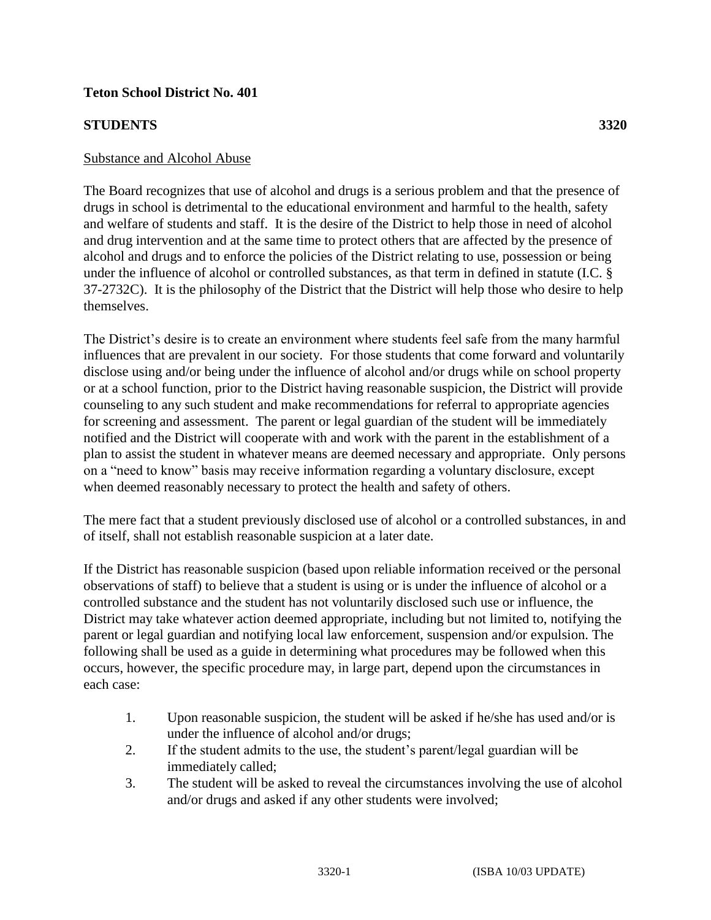**Teton School District No. 401**

**STUDENTS** **3320**

Substance and Alcohol Abuse

The Board recognizes that use of alcohol and drugs is a serious problem and that the presence of drugs in school is detrimental to the educational environment and harmful to the health, safety and welfare of students and staff. It is the desire of the District to help those in need of alcohol and drug intervention and at the same time to protect others that are affected by the presence of alcohol and drugs and to enforce the policies of the District relating to use, possession or being under the influence of alcohol or controlled substances, as that term in defined in statute (I.C. § 37-2732C). It is the philosophy of the District that the District will help those who desire to help themselves.

The District's desire is to create an environment where students feel safe from the many harmful influences that are prevalent in our society. For those students that come forward and voluntarily disclose using and/or being under the influence of alcohol and/or drugs while on school property or at a school function, prior to the District having reasonable suspicion, the District will provide counseling to any such student and make recommendations for referral to appropriate agencies for screening and assessment. The parent or legal guardian of the student will be immediately notified and the District will cooperate with and work with the parent in the establishment of a plan to assist the student in whatever means are deemed necessary and appropriate. Only persons on a "need to know" basis may receive information regarding a voluntary disclosure, except when deemed reasonably necessary to protect the health and safety of others.

The mere fact that a student previously disclosed use of alcohol or a controlled substances, in and of itself, shall not establish reasonable suspicion at a later date.

If the District has reasonable suspicion (based upon reliable information received or the personal observations of staff) to believe that a student is using or is under the influence of alcohol or a controlled substance and the student has not voluntarily disclosed such use or influence, the District may take whatever action deemed appropriate, including but not limited to, notifying the parent or legal guardian and notifying local law enforcement, suspension and/or expulsion. The following shall be used as a guide in determining what procedures may be followed when this occurs, however, the specific procedure may, in large part, depend upon the circumstances in each case:

1. Upon reasonable suspicion, the student will be asked if he/she has used and/or is under the influence of alcohol and/or drugs;
2. If the student admits to the use, the student's parent/legal guardian will be immediately called;
3. The student will be asked to reveal the circumstances involving the use of alcohol and/or drugs and asked if any other students were involved;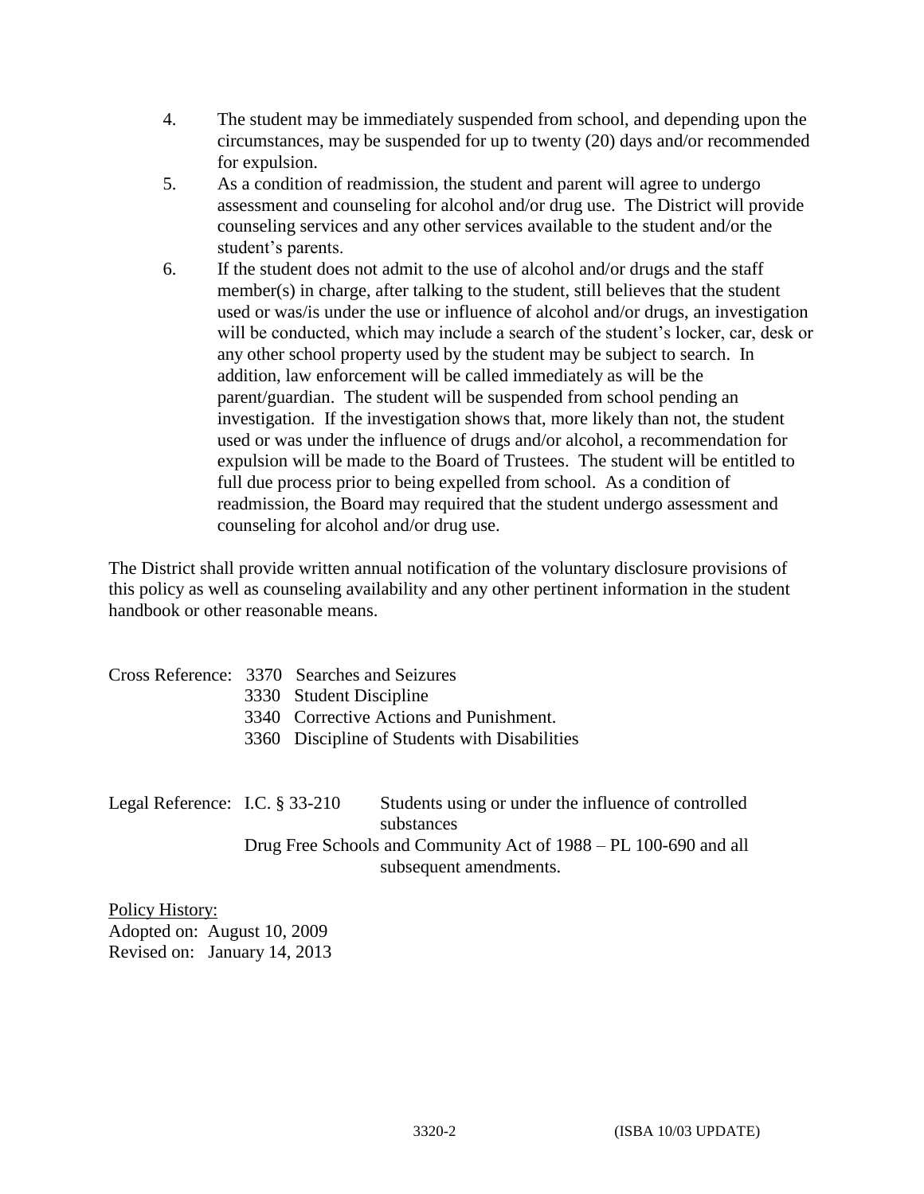4. The student may be immediately suspended from school, and depending upon the circumstances, may be suspended for up to twenty (20) days and/or recommended for expulsion.
5. As a condition of readmission, the student and parent will agree to undergo assessment and counseling for alcohol and/or drug use. The District will provide counseling services and any other services available to the student and/or the student's parents.
6. If the student does not admit to the use of alcohol and/or drugs and the staff member(s) in charge, after talking to the student, still believes that the student used or was/is under the use or influence of alcohol and/or drugs, an investigation will be conducted, which may include a search of the student's locker, car, desk or any other school property used by the student may be subject to search. In addition, law enforcement will be called immediately as will be the parent/guardian. The student will be suspended from school pending an investigation. If the investigation shows that, more likely than not, the student used or was under the influence of drugs and/or alcohol, a recommendation for expulsion will be made to the Board of Trustees. The student will be entitled to full due process prior to being expelled from school. As a condition of readmission, the Board may required that the student undergo assessment and counseling for alcohol and/or drug use.

The District shall provide written annual notification of the voluntary disclosure provisions of this policy as well as counseling availability and any other pertinent information in the student handbook or other reasonable means.

Cross Reference: 3370 Searches and Seizures
3330 Student Discipline
3340 Corrective Actions and Punishment.
3360 Discipline of Students with Disabilities

Legal Reference: I.C. § 33-210 Students using or under the influence of controlled substances
Drug Free Schools and Community Act of 1988 – PL 100-690 and all subsequent amendments.

Policy History:
Adopted on: August 10, 2009
Revised on: January 14, 2013